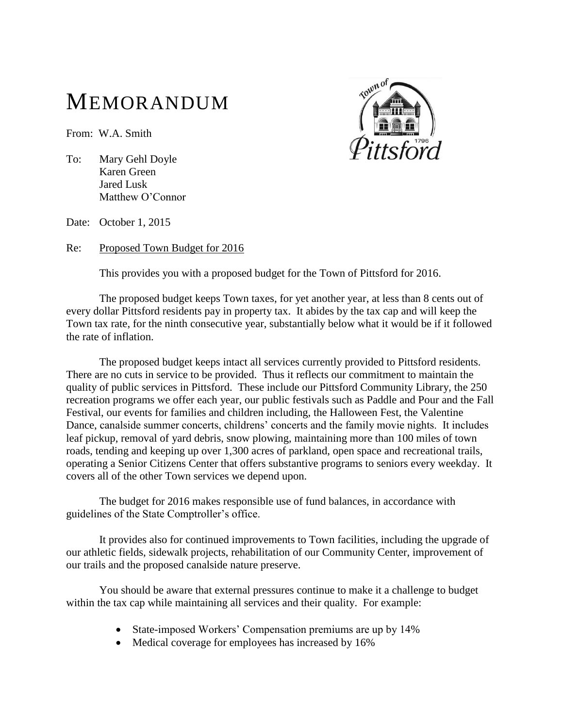# MEMORANDUM

From: W.A. Smith

To: Mary Gehl Doyle
Karen Green
Jared Lusk
Matthew O'Connor

Date: October 1, 2015

Re: Proposed Town Budget for 2016

This provides you with a proposed budget for the Town of Pittsford for 2016.

The proposed budget keeps Town taxes, for yet another year, at less than 8 cents out of every dollar Pittsford residents pay in property tax. It abides by the tax cap and will keep the Town tax rate, for the ninth consecutive year, substantially below what it would be if it followed the rate of inflation.

The proposed budget keeps intact all services currently provided to Pittsford residents. There are no cuts in service to be provided. Thus it reflects our commitment to maintain the quality of public services in Pittsford. These include our Pittsford Community Library, the 250 recreation programs we offer each year, our public festivals such as Paddle and Pour and the Fall Festival, our events for families and children including, the Halloween Fest, the Valentine Dance, canalside summer concerts, childrens' concerts and the family movie nights. It includes leaf pickup, removal of yard debris, snow plowing, maintaining more than 100 miles of town roads, tending and keeping up over 1,300 acres of parkland, open space and recreational trails, operating a Senior Citizens Center that offers substantive programs to seniors every weekday. It covers all of the other Town services we depend upon.

The budget for 2016 makes responsible use of fund balances, in accordance with guidelines of the State Comptroller's office.

It provides also for continued improvements to Town facilities, including the upgrade of our athletic fields, sidewalk projects, rehabilitation of our Community Center, improvement of our trails and the proposed canalside nature preserve.

You should be aware that external pressures continue to make it a challenge to budget within the tax cap while maintaining all services and their quality. For example:

- State-imposed Workers' Compensation premiums are up by 14%
- Medical coverage for employees has increased by 16%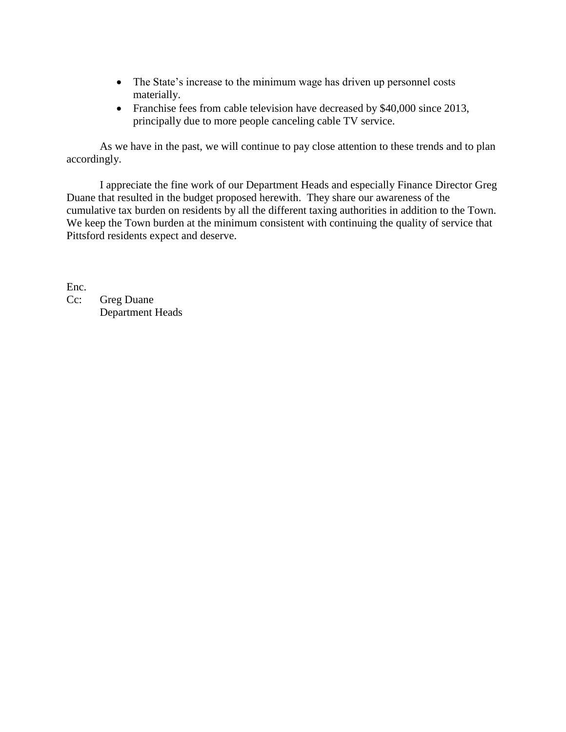- The State's increase to the minimum wage has driven up personnel costs materially.
- Franchise fees from cable television have decreased by $40,000 since 2013, principally due to more people canceling cable TV service.

As we have in the past, we will continue to pay close attention to these trends and to plan accordingly.

I appreciate the fine work of our Department Heads and especially Finance Director Greg Duane that resulted in the budget proposed herewith. They share our awareness of the cumulative tax burden on residents by all the different taxing authorities in addition to the Town. We keep the Town burden at the minimum consistent with continuing the quality of service that Pittsford residents expect and deserve.

Enc.
Cc: Greg Duane
Department Heads